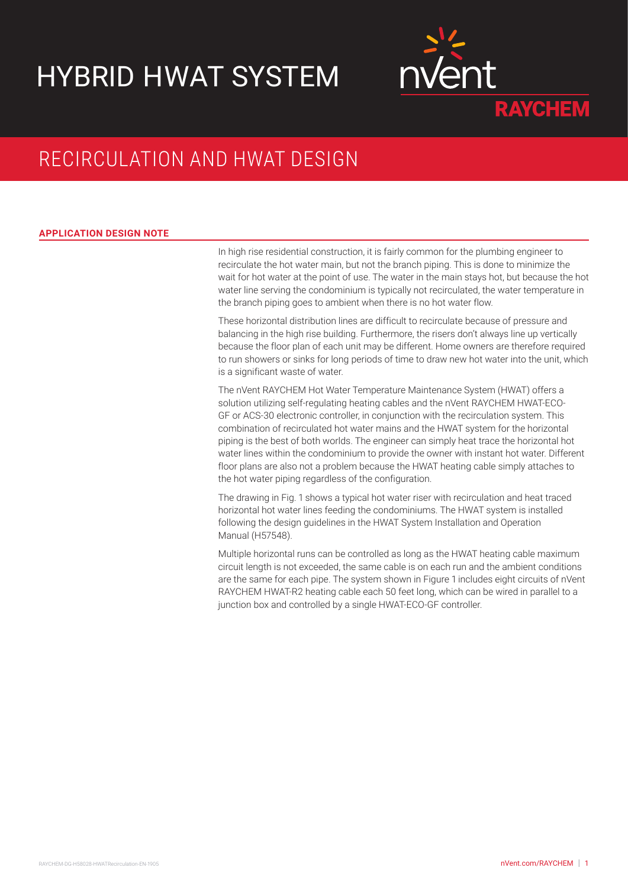# HYBRID HWAT SYSTEM

nVent RAYCHEM

## RECIRCULATION AND HWAT DESIGN

**APPLICATION DESIGN NOTE**

In high rise residential construction, it is fairly common for the plumbing engineer to recirculate the hot water main, but not the branch piping. This is done to minimize the wait for hot water at the point of use. The water in the main stays hot, but because the hot water line serving the condominium is typically not recirculated, the water temperature in the branch piping goes to ambient when there is no hot water flow.

These horizontal distribution lines are difficult to recirculate because of pressure and balancing in the high rise building. Furthermore, the risers don't always line up vertically because the floor plan of each unit may be different. Home owners are therefore required to run showers or sinks for long periods of time to draw new hot water into the unit, which is a significant waste of water.

The nVent RAYCHEM Hot Water Temperature Maintenance System (HWAT) offers a solution utilizing self-regulating heating cables and the nVent RAYCHEM HWAT-ECO-GF or ACS-30 electronic controller, in conjunction with the recirculation system. This combination of recirculated hot water mains and the HWAT system for the horizontal piping is the best of both worlds. The engineer can simply heat trace the horizontal hot water lines within the condominium to provide the owner with instant hot water. Different floor plans are also not a problem because the HWAT heating cable simply attaches to the hot water piping regardless of the configuration.

The drawing in Fig. 1 shows a typical hot water riser with recirculation and heat traced horizontal hot water lines feeding the condominiums. The HWAT system is installed following the design guidelines in the HWAT System Installation and Operation Manual (H57548).

Multiple horizontal runs can be controlled as long as the HWAT heating cable maximum circuit length is not exceeded, the same cable is on each run and the ambient conditions are the same for each pipe. The system shown in Figure 1 includes eight circuits of nVent RAYCHEM HWAT-R2 heating cable each 50 feet long, which can be wired in parallel to a junction box and controlled by a single HWAT-ECO-GF controller.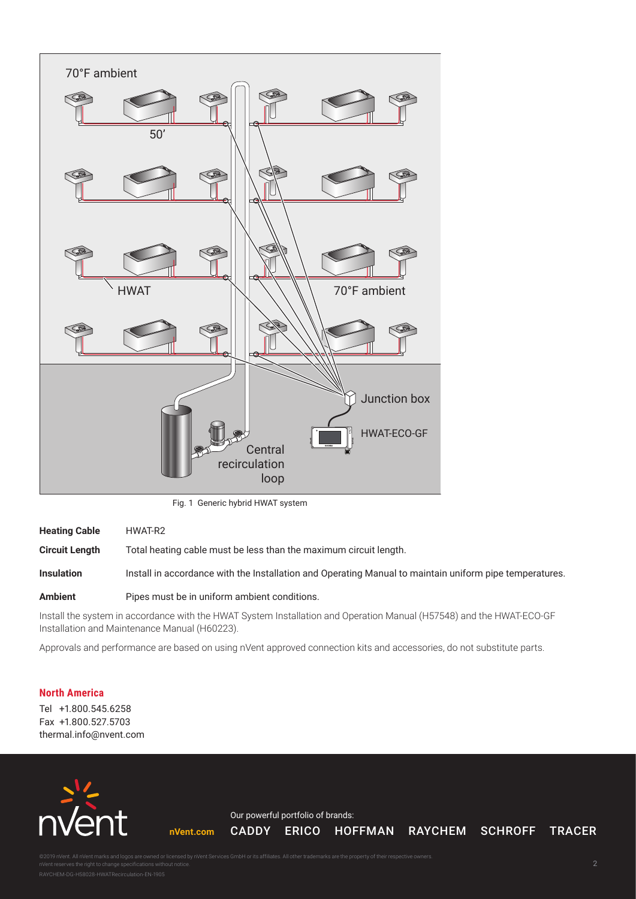70°F ambient

50'

HWAT

70°F ambient

Junction box

HWAT-ECO-GF

Central recirculation loop

Fig. 1 Generic hybrid HWAT system

| | |
|---|---|
| **Heating Cable** | HWAT-R2 |
| **Circuit Length** | Total heating cable must be less than the maximum circuit length. |
| **Insulation** | Install in accordance with the Installation and Operating Manual to maintain uniform pipe temperatures. |
| **Ambient** | Pipes must be in uniform ambient conditions. |

Install the system in accordance with the HWAT System Installation and Operation Manual (H57548) and the HWAT-ECO-GF Installation and Maintenance Manual (H60223).

Approvals and performance are based on using nVent approved connection kits and accessories, do not substitute parts.

**North America**

Tel +1.800.545.6258
Fax +1.800.527.5703
thermal.info@nvent.com

nVent.com

Our powerful portfolio of brands:
CADDY ERICO HOFFMAN RAYCHEM SCHROFF TRACER

©2019 nVent. All nVent marks and logos are owned or licensed by nVent Services GmbH or its affiliates. All other trademarks are the property of their respective owners. nVent reserves the right to change specifications without notice.

RAYCHEM-DG-H58028-HWATRecirculation-EN-1905